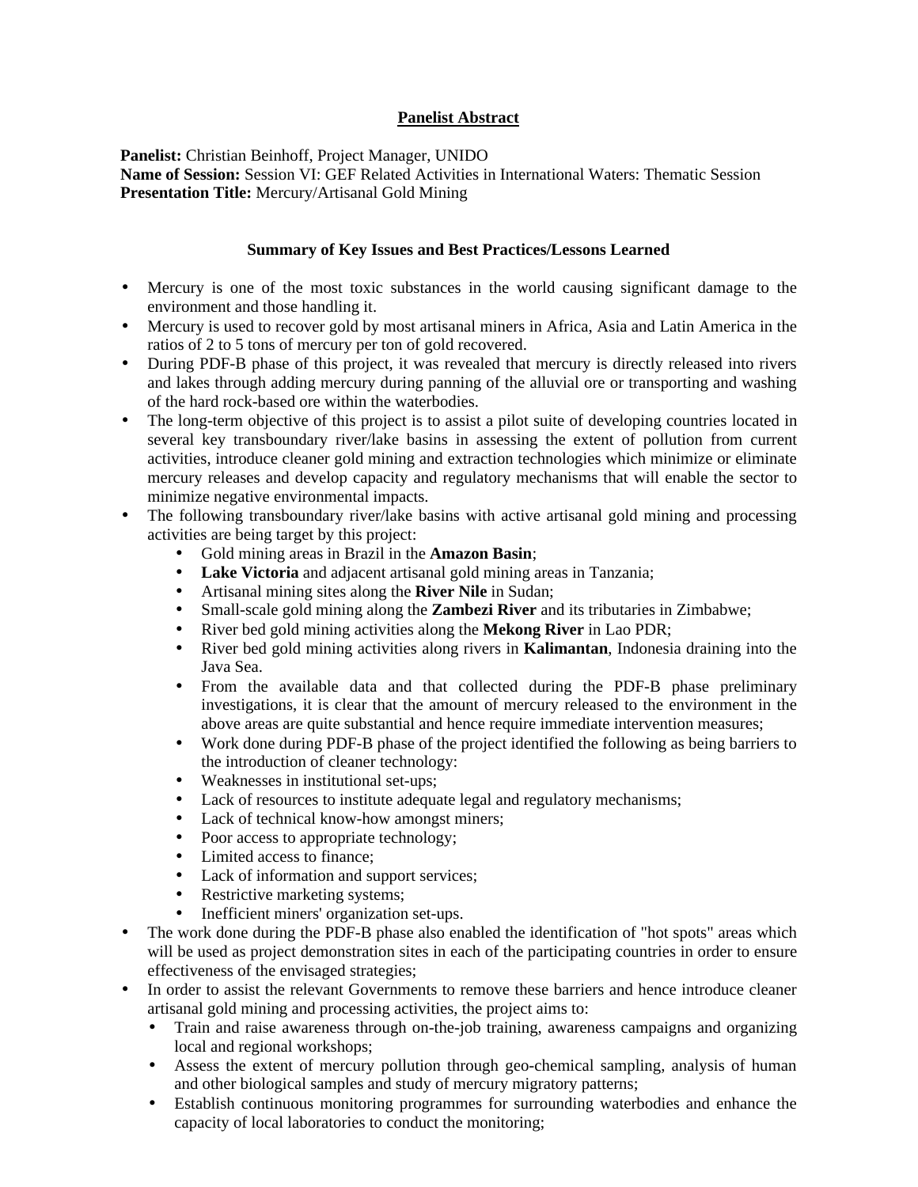**Panelist Abstract**

**Panelist:** Christian Beinhoff, Project Manager, UNIDO
**Name of Session:** Session VI: GEF Related Activities in International Waters: Thematic Session
**Presentation Title:** Mercury/Artisanal Gold Mining

**Summary of Key Issues and Best Practices/Lessons Learned**

- Mercury is one of the most toxic substances in the world causing significant damage to the environment and those handling it.
- Mercury is used to recover gold by most artisanal miners in Africa, Asia and Latin America in the ratios of 2 to 5 tons of mercury per ton of gold recovered.
- During PDF-B phase of this project, it was revealed that mercury is directly released into rivers and lakes through adding mercury during panning of the alluvial ore or transporting and washing of the hard rock-based ore within the waterbodies.
- The long-term objective of this project is to assist a pilot suite of developing countries located in several key transboundary river/lake basins in assessing the extent of pollution from current activities, introduce cleaner gold mining and extraction technologies which minimize or eliminate mercury releases and develop capacity and regulatory mechanisms that will enable the sector to minimize negative environmental impacts.
- The following transboundary river/lake basins with active artisanal gold mining and processing activities are being target by this project:
  - Gold mining areas in Brazil in the **Amazon Basin**;
  - **Lake Victoria** and adjacent artisanal gold mining areas in Tanzania;
  - Artisanal mining sites along the **River Nile** in Sudan;
  - Small-scale gold mining along the **Zambezi River** and its tributaries in Zimbabwe;
  - River bed gold mining activities along the **Mekong River** in Lao PDR;
  - River bed gold mining activities along rivers in **Kalimantan**, Indonesia draining into the Java Sea.
  - From the available data and that collected during the PDF-B phase preliminary investigations, it is clear that the amount of mercury released to the environment in the above areas are quite substantial and hence require immediate intervention measures;
  - Work done during PDF-B phase of the project identified the following as being barriers to the introduction of cleaner technology:
  - Weaknesses in institutional set-ups;
  - Lack of resources to institute adequate legal and regulatory mechanisms;
  - Lack of technical know-how amongst miners;
  - Poor access to appropriate technology;
  - Limited access to finance;
  - Lack of information and support services;
  - Restrictive marketing systems;
  - Inefficient miners' organization set-ups.
- The work done during the PDF-B phase also enabled the identification of "hot spots" areas which will be used as project demonstration sites in each of the participating countries in order to ensure effectiveness of the envisaged strategies;
- In order to assist the relevant Governments to remove these barriers and hence introduce cleaner artisanal gold mining and processing activities, the project aims to:
  - Train and raise awareness through on-the-job training, awareness campaigns and organizing local and regional workshops;
  - Assess the extent of mercury pollution through geo-chemical sampling, analysis of human and other biological samples and study of mercury migratory patterns;
  - Establish continuous monitoring programmes for surrounding waterbodies and enhance the capacity of local laboratories to conduct the monitoring;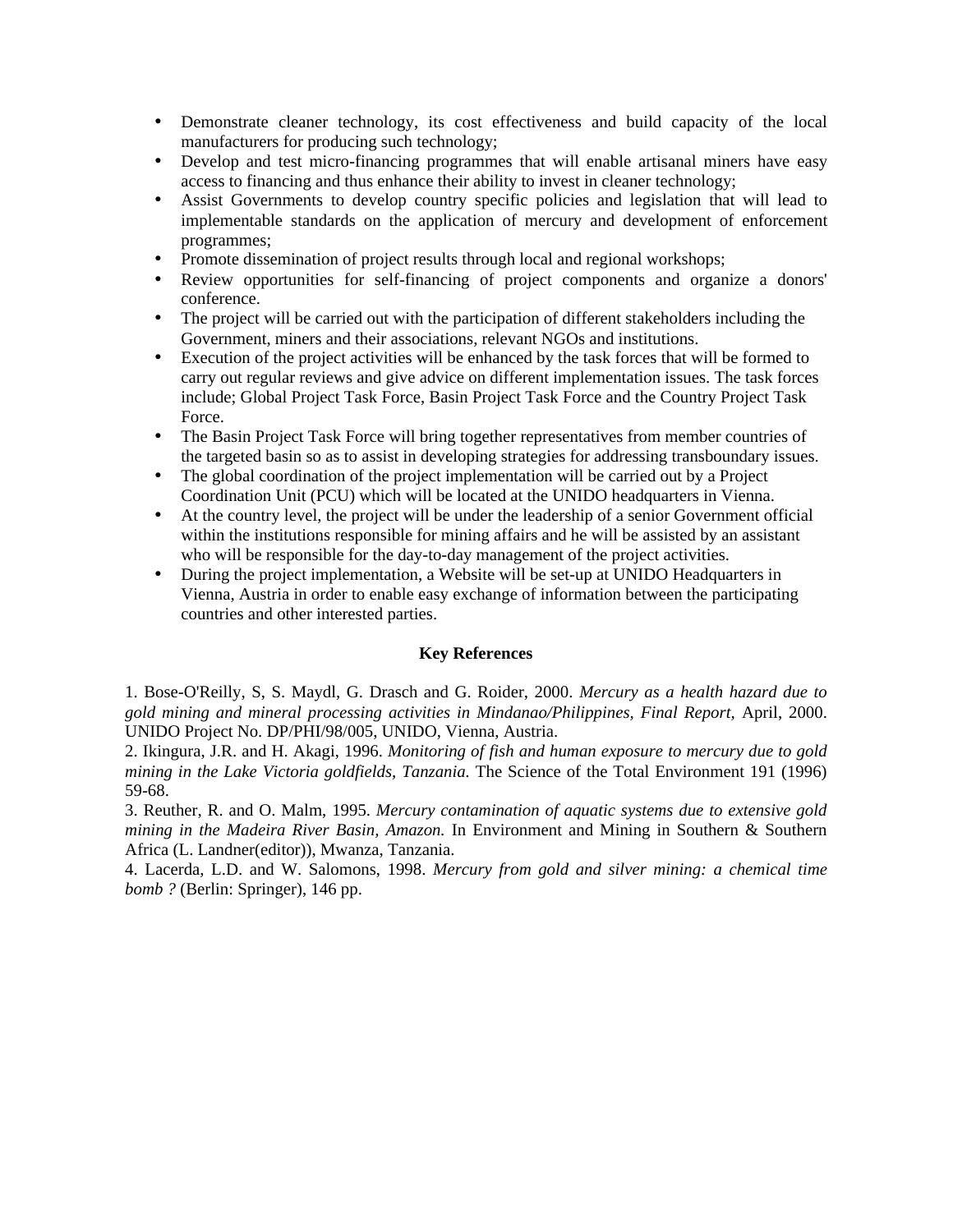- Demonstrate cleaner technology, its cost effectiveness and build capacity of the local manufacturers for producing such technology;
- Develop and test micro-financing programmes that will enable artisanal miners have easy access to financing and thus enhance their ability to invest in cleaner technology;
- Assist Governments to develop country specific policies and legislation that will lead to implementable standards on the application of mercury and development of enforcement programmes;
- Promote dissemination of project results through local and regional workshops;
- Review opportunities for self-financing of project components and organize a donors' conference.
- The project will be carried out with the participation of different stakeholders including the Government, miners and their associations, relevant NGOs and institutions.
- Execution of the project activities will be enhanced by the task forces that will be formed to carry out regular reviews and give advice on different implementation issues. The task forces include; Global Project Task Force, Basin Project Task Force and the Country Project Task Force.
- The Basin Project Task Force will bring together representatives from member countries of the targeted basin so as to assist in developing strategies for addressing transboundary issues.
- The global coordination of the project implementation will be carried out by a Project Coordination Unit (PCU) which will be located at the UNIDO headquarters in Vienna.
- At the country level, the project will be under the leadership of a senior Government official within the institutions responsible for mining affairs and he will be assisted by an assistant who will be responsible for the day-to-day management of the project activities.
- During the project implementation, a Website will be set-up at UNIDO Headquarters in Vienna, Austria in order to enable easy exchange of information between the participating countries and other interested parties.

## Key References

1. Bose-O'Reilly, S, S. Maydl, G. Drasch and G. Roider, 2000. *Mercury as a health hazard due to gold mining and mineral processing activities in Mindanao/Philippines, Final Report,* April, 2000. UNIDO Project No. DP/PHI/98/005, UNIDO, Vienna, Austria.
2. Ikingura, J.R. and H. Akagi, 1996. *Monitoring of fish and human exposure to mercury due to gold mining in the Lake Victoria goldfields, Tanzania.* The Science of the Total Environment 191 (1996) 59-68.
3. Reuther, R. and O. Malm, 1995. *Mercury contamination of aquatic systems due to extensive gold mining in the Madeira River Basin, Amazon.* In Environment and Mining in Southern & Southern Africa (L. Landner(editor)), Mwanza, Tanzania.
4. Lacerda, L.D. and W. Salomons, 1998. *Mercury from gold and silver mining: a chemical time bomb ?* (Berlin: Springer), 146 pp.